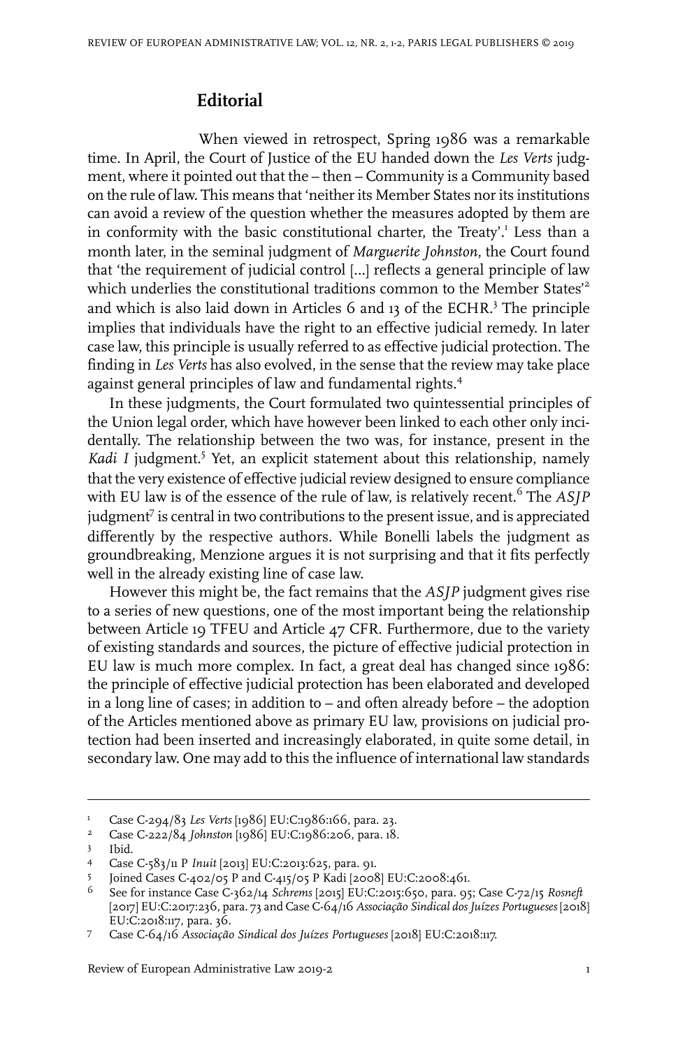## Editorial

When viewed in retrospect, Spring 1986 was a remarkable time. In April, the Court of Justice of the EU handed down the *Les Verts* judgment, where it pointed out that the – then – Community is a Community based on the rule of law. This means that 'neither its Member States nor its institutions can avoid a review of the question whether the measures adopted by them are in conformity with the basic constitutional charter, the Treaty'.[1] Less than a month later, in the seminal judgment of *Marguerite Johnston*, the Court found that 'the requirement of judicial control [...] reflects a general principle of law which underlies the constitutional traditions common to the Member States'[2] and which is also laid down in Articles 6 and 13 of the ECHR.[3] The principle implies that individuals have the right to an effective judicial remedy. In later case law, this principle is usually referred to as effective judicial protection. The finding in *Les Verts* has also evolved, in the sense that the review may take place against general principles of law and fundamental rights.[4]

In these judgments, the Court formulated two quintessential principles of the Union legal order, which have however been linked to each other only incidentally. The relationship between the two was, for instance, present in the *Kadi I* judgment.[5] Yet, an explicit statement about this relationship, namely that the very existence of effective judicial review designed to ensure compliance with EU law is of the essence of the rule of law, is relatively recent.[6] The *ASJP* judgment[7] is central in two contributions to the present issue, and is appreciated differently by the respective authors. While Bonelli labels the judgment as groundbreaking, Menzione argues it is not surprising and that it fits perfectly well in the already existing line of case law.

However this might be, the fact remains that the *ASJP* judgment gives rise to a series of new questions, one of the most important being the relationship between Article 19 TFEU and Article 47 CFR. Furthermore, due to the variety of existing standards and sources, the picture of effective judicial protection in EU law is much more complex. In fact, a great deal has changed since 1986: the principle of effective judicial protection has been elaborated and developed in a long line of cases; in addition to – and often already before – the adoption of the Articles mentioned above as primary EU law, provisions on judicial protection had been inserted and increasingly elaborated, in quite some detail, in secondary law. One may add to this the influence of international law standards

---

1. Case C-294/83 *Les Verts* [1986] EU:C:1986:166, para. 23.
2. Case C-222/84 *Johnston* [1986] EU:C:1986:206, para. 18.
3. Ibid.
4. Case C-583/11 P *Inuit* [2013] EU:C:2013:625, para. 91.
5. Joined Cases C-402/05 P and C-415/05 P Kadi [2008] EU:C:2008:461.
6. See for instance Case C-362/14 *Schrems* [2015] EU:C:2015:650, para. 95; Case C-72/15 *Rosneft* [2017] EU:C:2017:236, para. 73 and Case C-64/16 *Associação Sindical dos Juízes Portugueses* [2018] EU:C:2018:117, para. 36.
7. Case C-64/16 *Associação Sindical dos Juízes Portugueses* [2018] EU:C:2018:117.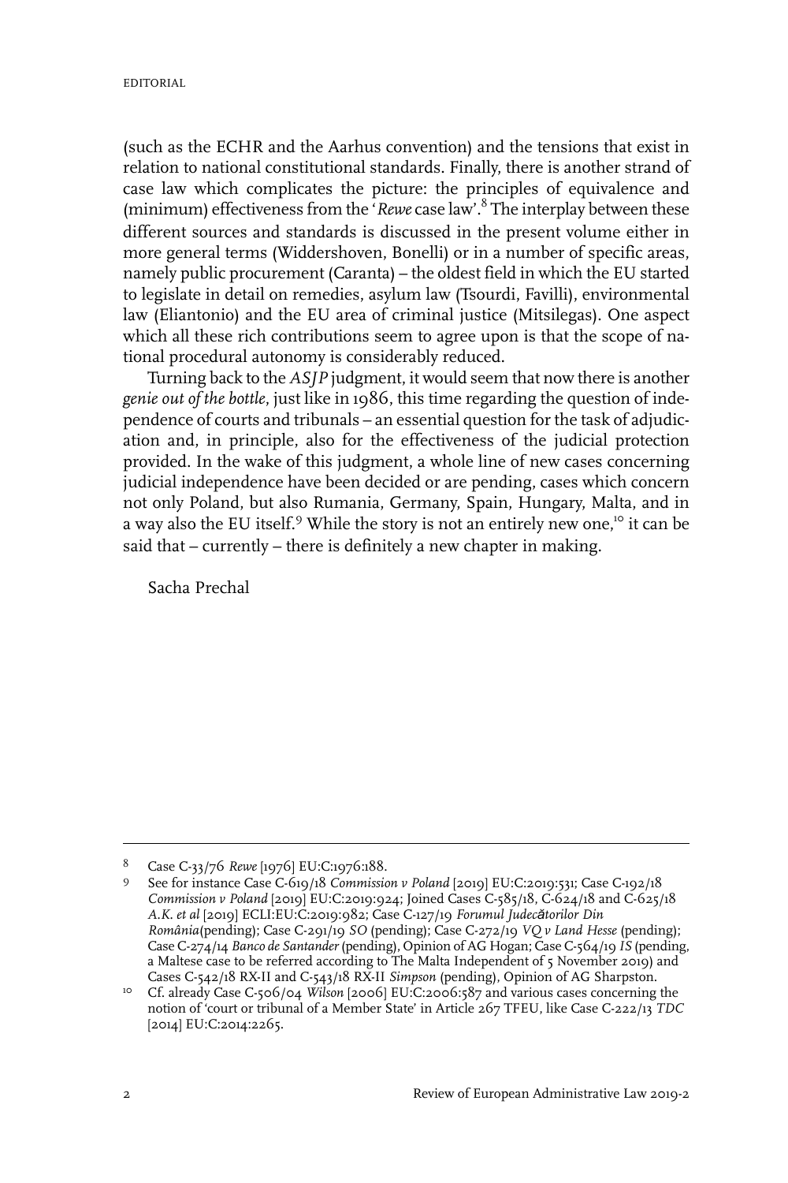(such as the ECHR and the Aarhus convention) and the tensions that exist in relation to national constitutional standards. Finally, there is another strand of case law which complicates the picture: the principles of equivalence and (minimum) effectiveness from the '*Rewe* case law'.[8] The interplay between these different sources and standards is discussed in the present volume either in more general terms (Widdershoven, Bonelli) or in a number of specific areas, namely public procurement (Caranta) – the oldest field in which the EU started to legislate in detail on remedies, asylum law (Tsourdi, Favilli), environmental law (Eliantonio) and the EU area of criminal justice (Mitsilegas). One aspect which all these rich contributions seem to agree upon is that the scope of national procedural autonomy is considerably reduced.

Turning back to the *ASJP* judgment, it would seem that now there is another *genie out of the bottle*, just like in 1986, this time regarding the question of independence of courts and tribunals – an essential question for the task of adjudication and, in principle, also for the effectiveness of the judicial protection provided. In the wake of this judgment, a whole line of new cases concerning judicial independence have been decided or are pending, cases which concern not only Poland, but also Rumania, Germany, Spain, Hungary, Malta, and in a way also the EU itself.[9] While the story is not an entirely new one,[10] it can be said that – currently – there is definitely a new chapter in making.

Sacha Prechal

---

8 Case C-33/76 *Rewe* [1976] EU:C:1976:188.

9 See for instance Case C-619/18 *Commission v Poland* [2019] EU:C:2019:531; Case C-192/18 *Commission v Poland* [2019] EU:C:2019:924; Joined Cases C-585/18, C-624/18 and C-625/18 *A.K. et al* [2019] ECLI:EU:C:2019:982; Case C-127/19 *Forumul Judecătorilor Din România*(pending); Case C-291/19 *SO* (pending); Case C-272/19 *VQ v Land Hesse* (pending); Case C-274/14 *Banco de Santander* (pending), Opinion of AG Hogan; Case C-564/19 *IS* (pending, a Maltese case to be referred according to The Malta Independent of 5 November 2019) and Cases C-542/18 RX-II and C-543/18 RX-II *Simpson* (pending), Opinion of AG Sharpston.

10 Cf. already Case C-506/04 *Wilson* [2006] EU:C:2006:587 and various cases concerning the notion of 'court or tribunal of a Member State' in Article 267 TFEU, like Case C-222/13 *TDC* [2014] EU:C:2014:2265.